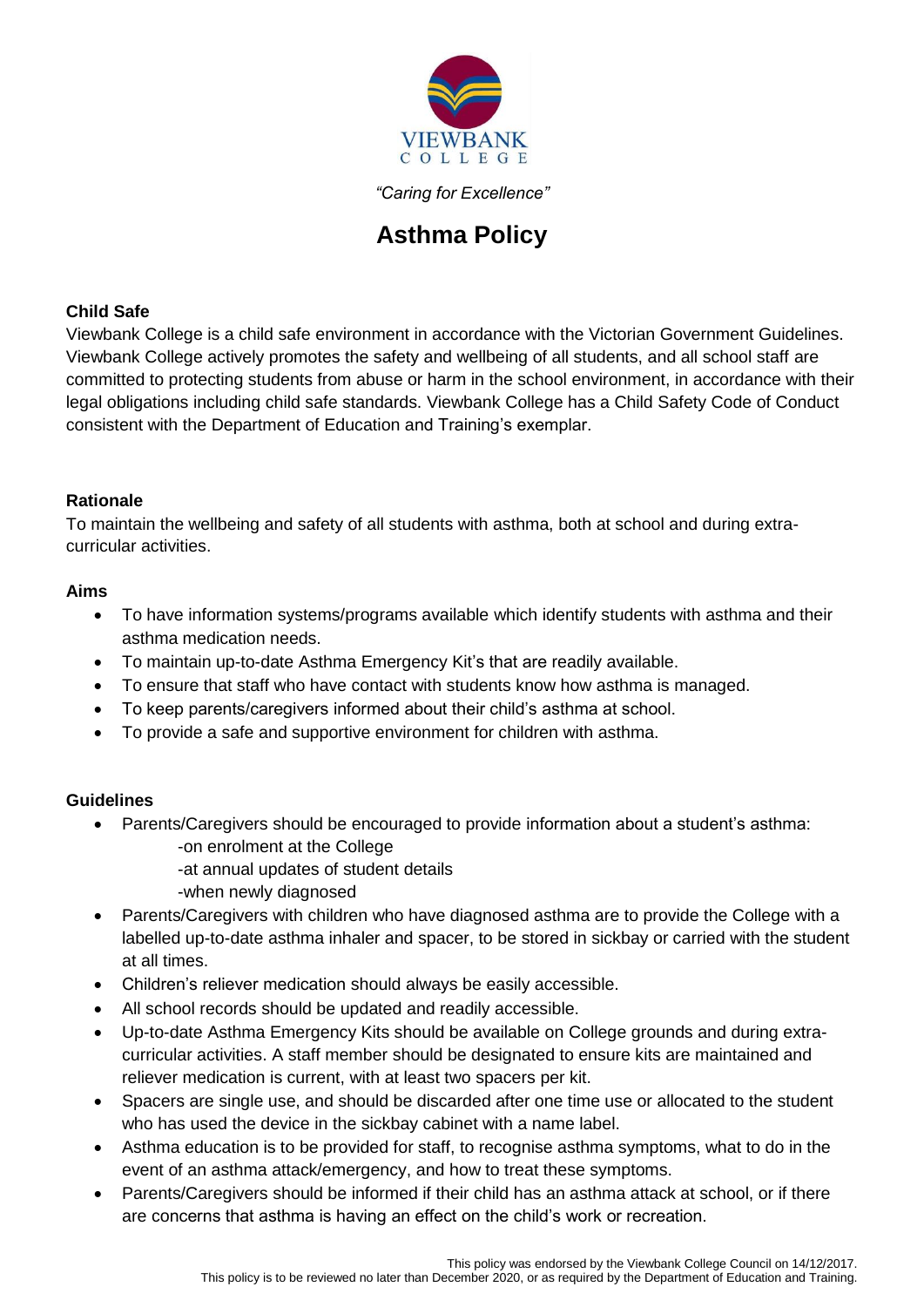VIEWBANK
COLLEGE

*"Caring for Excellence"*

# Asthma Policy

**Child Safe**

Viewbank College is a child safe environment in accordance with the Victorian Government Guidelines. Viewbank College actively promotes the safety and wellbeing of all students, and all school staff are committed to protecting students from abuse or harm in the school environment, in accordance with their legal obligations including child safe standards. Viewbank College has a Child Safety Code of Conduct consistent with the Department of Education and Training's exemplar.

**Rationale**

To maintain the wellbeing and safety of all students with asthma, both at school and during extra-curricular activities.

**Aims**

- To have information systems/programs available which identify students with asthma and their asthma medication needs.
- To maintain up-to-date Asthma Emergency Kit's that are readily available.
- To ensure that staff who have contact with students know how asthma is managed.
- To keep parents/caregivers informed about their child's asthma at school.
- To provide a safe and supportive environment for children with asthma.

**Guidelines**

- Parents/Caregivers should be encouraged to provide information about a student's asthma:
  - -on enrolment at the College
  - -at annual updates of student details
  - -when newly diagnosed
- Parents/Caregivers with children who have diagnosed asthma are to provide the College with a labelled up-to-date asthma inhaler and spacer, to be stored in sickbay or carried with the student at all times.
- Children's reliever medication should always be easily accessible.
- All school records should be updated and readily accessible.
- Up-to-date Asthma Emergency Kits should be available on College grounds and during extra-curricular activities. A staff member should be designated to ensure kits are maintained and reliever medication is current, with at least two spacers per kit.
- Spacers are single use, and should be discarded after one time use or allocated to the student who has used the device in the sickbay cabinet with a name label.
- Asthma education is to be provided for staff, to recognise asthma symptoms, what to do in the event of an asthma attack/emergency, and how to treat these symptoms.
- Parents/Caregivers should be informed if their child has an asthma attack at school, or if there are concerns that asthma is having an effect on the child's work or recreation.

This policy was endorsed by the Viewbank College Council on 14/12/2017.
This policy is to be reviewed no later than December 2020, or as required by the Department of Education and Training.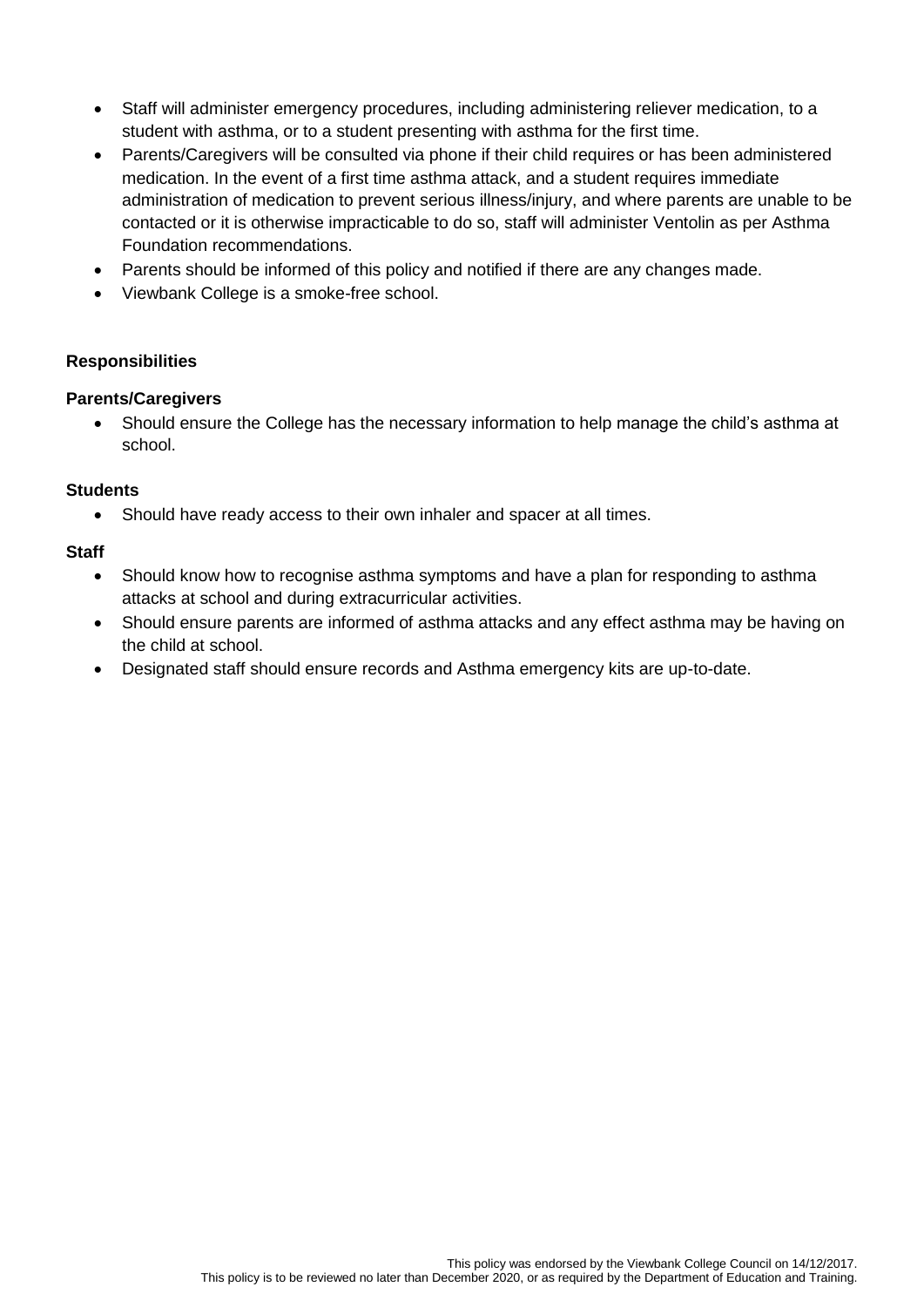- Staff will administer emergency procedures, including administering reliever medication, to a student with asthma, or to a student presenting with asthma for the first time.
- Parents/Caregivers will be consulted via phone if their child requires or has been administered medication. In the event of a first time asthma attack, and a student requires immediate administration of medication to prevent serious illness/injury, and where parents are unable to be contacted or it is otherwise impracticable to do so, staff will administer Ventolin as per Asthma Foundation recommendations.
- Parents should be informed of this policy and notified if there are any changes made.
- Viewbank College is a smoke-free school.

**Responsibilities**

**Parents/Caregivers**

- Should ensure the College has the necessary information to help manage the child's asthma at school.

**Students**

- Should have ready access to their own inhaler and spacer at all times.

**Staff**

- Should know how to recognise asthma symptoms and have a plan for responding to asthma attacks at school and during extracurricular activities.
- Should ensure parents are informed of asthma attacks and any effect asthma may be having on the child at school.
- Designated staff should ensure records and Asthma emergency kits are up-to-date.

This policy was endorsed by the Viewbank College Council on 14/12/2017.
This policy is to be reviewed no later than December 2020, or as required by the Department of Education and Training.